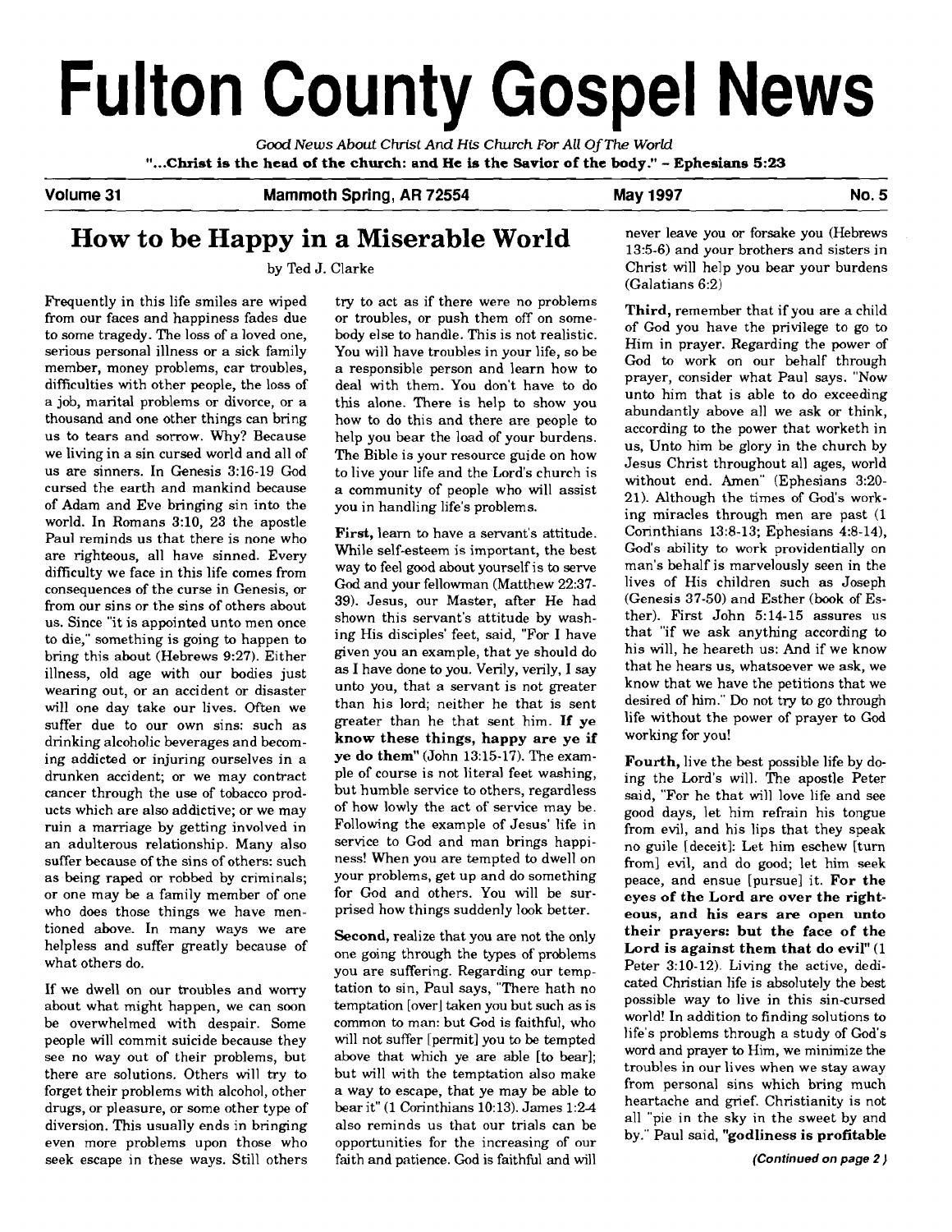# Fulton County Gospel News

*Good News About Christ And His Church For All Of The World*

**"...Christ is the head of the church: and He is the Savior of the body." - Ephesians 5:23**

**Volume 31** | **Mammoth Spring, AR 72554** | **May 1997** | **No. 5**

## How to be Happy in a Miserable World

by Ted J. Clarke

Frequently in this life smiles are wiped from our faces and happiness fades due to some tragedy. The loss of a loved one, serious personal illness or a sick family member, money problems, car troubles, difficulties with other people, the loss of a job, marital problems or divorce, or a thousand and one other things can bring us to tears and sorrow. Why? Because we living in a sin cursed world and all of us are sinners. In Genesis 3:16-19 God cursed the earth and mankind because of Adam and Eve bringing sin into the world. In Romans 3:10, 23 the apostle Paul reminds us that there is none who are righteous, all have sinned. Every difficulty we face in this life comes from consequences of the curse in Genesis, or from our sins or the sins of others about us. Since "it is appointed unto men once to die," something is going to happen to bring this about (Hebrews 9:27). Either illness, old age with our bodies just wearing out, or an accident or disaster will one day take our lives. Often we suffer due to our own sins: such as drinking alcoholic beverages and becoming addicted or injuring ourselves in a drunken accident; or we may contract cancer through the use of tobacco products which are also addictive; or we may ruin a marriage by getting involved in an adulterous relationship. Many also suffer because of the sins of others: such as being raped or robbed by criminals; or one may be a family member of one who does those things we have mentioned above. In many ways we are helpless and suffer greatly because of what others do.

If we dwell on our troubles and worry about what might happen, we can soon be overwhelmed with despair. Some people will commit suicide because they see no way out of their problems, but there are solutions. Others will try to forget their problems with alcohol, other drugs, or pleasure, or some other type of diversion. This usually ends in bringing even more problems upon those who seek escape in these ways. Still others try to act as if there were no problems or troubles, or push them off on somebody else to handle. This is not realistic. You will have troubles in your life, so be a responsible person and learn how to deal with them. You don't have to do this alone. There is help to show you how to do this and there are people to help you bear the load of your burdens. The Bible is your resource guide on how to live your life and the Lord's church is a community of people who will assist you in handling life's problems.

**First,** learn to have a servant's attitude. While self-esteem is important, the best way to feel good about yourself is to serve God and your fellowman (Matthew 22:37-39). Jesus, our Master, after He had shown this servant's attitude by washing His disciples' feet, said, "For I have given you an example, that ye should do as I have done to you. Verily, verily, I say unto you, that a servant is not greater than his lord; neither he that is sent greater than he that sent him. **If ye know these things, happy are ye if ye do them**" (John 13:15-17). The example of course is not literal feet washing, but humble service to others, regardless of how lowly the act of service may be. Following the example of Jesus' life in service to God and man brings happiness! When you are tempted to dwell on your problems, get up and do something for God and others. You will be surprised how things suddenly look better.

**Second,** realize that you are not the only one going through the types of problems you are suffering. Regarding our temptation to sin, Paul says, "There hath no temptation [over] taken you but such as is common to man: but God is faithful, who will not suffer [permit] you to be tempted above that which ye are able [to bear]; but will with the temptation also make a way to escape, that ye may be able to bear it" (1 Corinthians 10:13). James 1:2-4 also reminds us that our trials can be opportunities for the increasing of our faith and patience. God is faithful and will never leave you or forsake you (Hebrews 13:5-6) and your brothers and sisters in Christ will help you bear your burdens (Galatians 6:2)

**Third,** remember that if you are a child of God you have the privilege to go to Him in prayer. Regarding the power of God to work on our behalf through prayer, consider what Paul says. "Now unto him that is able to do exceeding abundantly above all we ask or think, according to the power that worketh in us, Unto him be glory in the church by Jesus Christ throughout all ages, world without end. Amen" (Ephesians 3:20-21). Although the times of God's working miracles through men are past (1 Corinthians 13:8-13; Ephesians 4:8-14), God's ability to work providentially on man's behalf is marvelously seen in the lives of His children such as Joseph (Genesis 37-50) and Esther (book of Esther). First John 5:14-15 assures us that "if we ask anything according to his will, he heareth us: And if we know that he hears us, whatsoever we ask, we know that we have the petitions that we desired of him." Do not try to go through life without the power of prayer to God working for you!

**Fourth,** live the best possible life by doing the Lord's will. The apostle Peter said, "For he that will love life and see good days, let him refrain his tongue from evil, and his lips that they speak no guile [deceit]: Let him eschew [turn from] evil, and do good; let him seek peace, and ensue [pursue] it. **For the eyes of the Lord are over the righteous, and his ears are open unto their prayers: but the face of the Lord is against them that do evil**" (1 Peter 3:10-12). Living the active, dedicated Christian life is absolutely the best possible way to live in this sin-cursed world! In addition to finding solutions to life's problems through a study of God's word and prayer to Him, we minimize the troubles in our lives when we stay away from personal sins which bring much heartache and grief. Christianity is not all "pie in the sky in the sweet by and by." Paul said, **"godliness is profitable**

*(Continued on page 2)*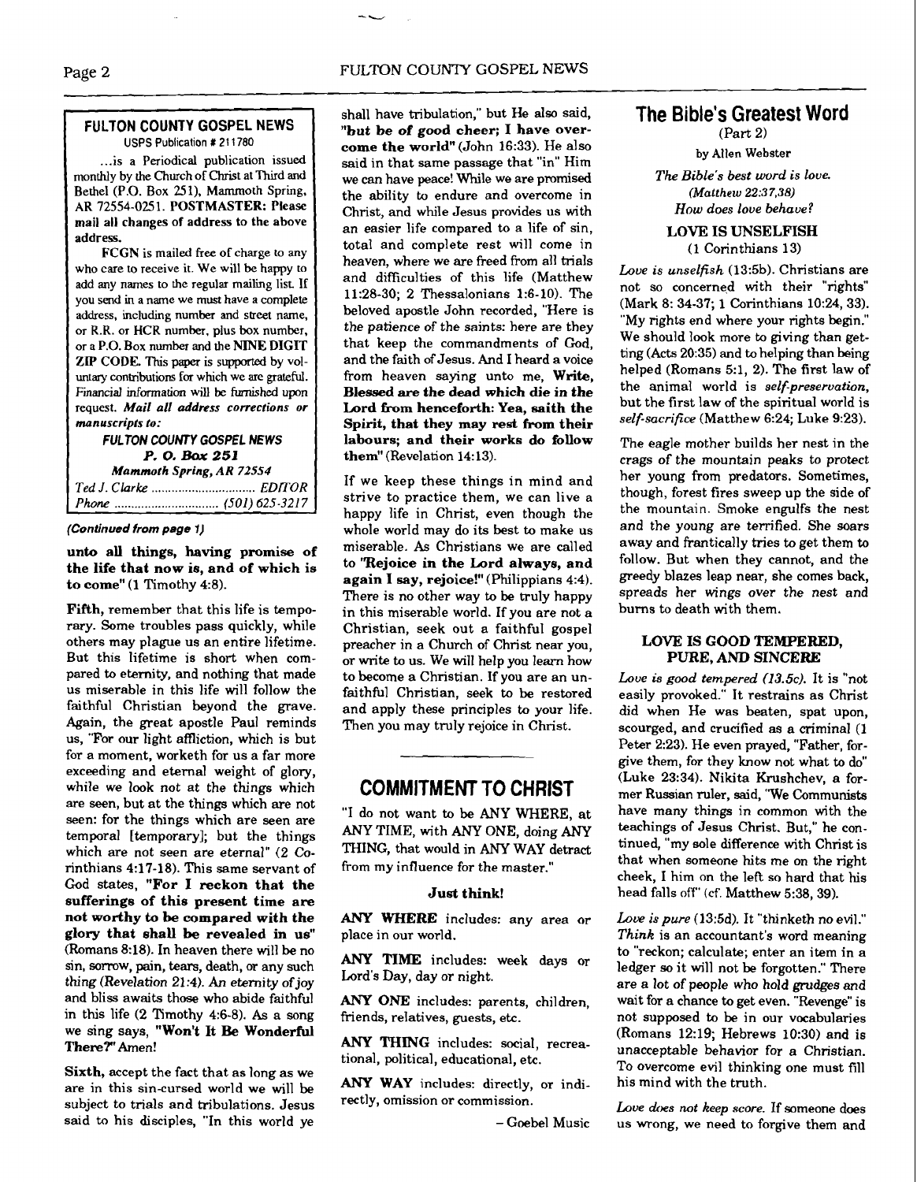## FULTON COUNTY GOSPEL NEWS

USPS Publication # 211780

...is a Periodical publication issued monthly by the Church of Christ at Third and Bethel (P.O. Box 251), Mammoth Spring, AR 72554-0251. **POSTMASTER: Please mail all changes of address to the above address.**

FCGN is mailed free of charge to any who care to receive it. We will be happy to add any names to the regular mailing list. If you send in a name we must have a complete address, including number and street name, or R.R. or HCR number, plus box number, or a P.O. Box number and the **NINE DIGIT ZIP CODE.** This paper is supported by voluntary contributions for which we are grateful. Financial information will be furnished upon request. ***Mail all address corrections or manuscripts to:***

***FULTON COUNTY GOSPEL NEWS***
***P. O. Box 251***
***Mammoth Spring, AR 72554***

*Ted J. Clarke* .............................. *EDITOR*
*Phone* .............................. *(501) 625-3217*

***(Continued from page 1)***

**unto all things, having promise of the life that now is, and of which is to come"** (1 Timothy 4:8).

**Fifth,** remember that this life is temporary. Some troubles pass quickly, while others may plague us an entire lifetime. But this lifetime is short when compared to eternity, and nothing that made us miserable in this life will follow the faithful Christian beyond the grave. Again, the great apostle Paul reminds us, "For our light affliction, which is but for a moment, worketh for us a far more exceeding and eternal weight of glory, while we look not at the things which are seen, but at the things which are not seen: for the things which are seen are temporal [temporary]; but the things which are not seen are eternal" (2 Corinthians 4:17-18). This same servant of God states, **"For I reckon that the sufferings of this present time are not worthy to be compared with the glory that shall be revealed in us"** (Romans 8:18). In heaven there will be no sin, sorrow, pain, tears, death, or any such thing (Revelation 21:4). An eternity of joy and bliss awaits those who abide faithful in this life (2 Timothy 4:6-8). As a song we sing says, **"Won't It Be Wonderful There?"** Amen!

**Sixth,** accept the fact that as long as we are in this sin-cursed world we will be subject to trials and tribulations. Jesus said to his disciples, "In this world ye shall have tribulation," but He also said, **"but be of good cheer; I have overcome the world"** (John 16:33). He also said in that same passage that "in" Him we can have peace! While we are promised the ability to endure and overcome in Christ, and while Jesus provides us with an easier life compared to a life of sin, total and complete rest will come in heaven, where we are freed from all trials and difficulties of this life (Matthew 11:28-30; 2 Thessalonians 1:6-10). The beloved apostle John recorded, "Here is the patience of the saints: here are they that keep the commandments of God, and the faith of Jesus. And I heard a voice from heaven saying unto me, **Write, Blessed are the dead which die in the Lord from henceforth: Yea, saith the Spirit, that they may rest from their labours; and their works do follow them"** (Revelation 14:13).

If we keep these things in mind and strive to practice them, we can live a happy life in Christ, even though the whole world may do its best to make us miserable. As Christians we are called to **"Rejoice in the Lord always, and again I say, rejoice!"** (Philippians 4:4). There is no other way to be truly happy in this miserable world. If you are not a Christian, seek out a faithful gospel preacher in a Church of Christ near you, or write to us. We will help you learn how to become a Christian. If you are an unfaithful Christian, seek to be restored and apply these principles to your life. Then you may truly rejoice in Christ.

## COMMITMENT TO CHRIST

"I do not want to be ANY WHERE, at ANY TIME, with ANY ONE, doing ANY THING, that would in ANY WAY detract from my influence for the master."

**Just think!**

**ANY WHERE** includes: any area or place in our world.

**ANY TIME** includes: week days or Lord's Day, day or night.

**ANY ONE** includes: parents, children, friends, relatives, guests, etc.

**ANY THING** includes: social, recreational, political, educational, etc.

**ANY WAY** includes: directly, or indirectly, omission or commission.

– Goebel Music

## The Bible's Greatest Word

(Part 2)

by Allen Webster

*The Bible's best word is love. (Matthew 22:37,38) How does love behave?*

### LOVE IS UNSELFISH
(1 Corinthians 13)

*Love is unselfish* (13:5b). Christians are not so concerned with their "rights" (Mark 8: 34-37; 1 Corinthians 10:24, 33). "My rights end where your rights begin." We should look more to giving than getting (Acts 20:35) and to helping than being helped (Romans 5:1, 2). The first law of the animal world is *self-preservation*, but the first law of the spiritual world is *self-sacrifice* (Matthew 6:24; Luke 9:23).

The eagle mother builds her nest in the crags of the mountain peaks to protect her young from predators. Sometimes, though, forest fires sweep up the side of the mountain. Smoke engulfs the nest and the young are terrified. She soars away and frantically tries to get them to follow. But when they cannot, and the greedy blazes leap near, she comes back, spreads her wings over the nest and burns to death with them.

### LOVE IS GOOD TEMPERED, PURE, AND SINCERE

*Love is good tempered (13.5c).* It is "not easily provoked." It restrains as Christ did when He was beaten, spat upon, scourged, and crucified as a criminal (1 Peter 2:23). He even prayed, "Father, forgive them, for they know not what to do" (Luke 23:34). Nikita Krushchev, a former Russian ruler, said, "We Communists have many things in common with the teachings of Jesus Christ. But," he continued, "my sole difference with Christ is that when someone hits me on the right cheek, I him on the left so hard that his head falls off" (cf. Matthew 5:38, 39).

*Love is pure* (13:5d). It "thinketh no evil." *Think* is an accountant's word meaning to "reckon; calculate; enter an item in a ledger so it will not be forgotten." There are a lot of people who hold grudges and wait for a chance to get even. "Revenge" is not supposed to be in our vocabularies (Romans 12:19; Hebrews 10:30) and is unacceptable behavior for a Christian. To overcome evil thinking one must fill his mind with the truth.

*Love does not keep score.* If someone does us wrong, we need to forgive them and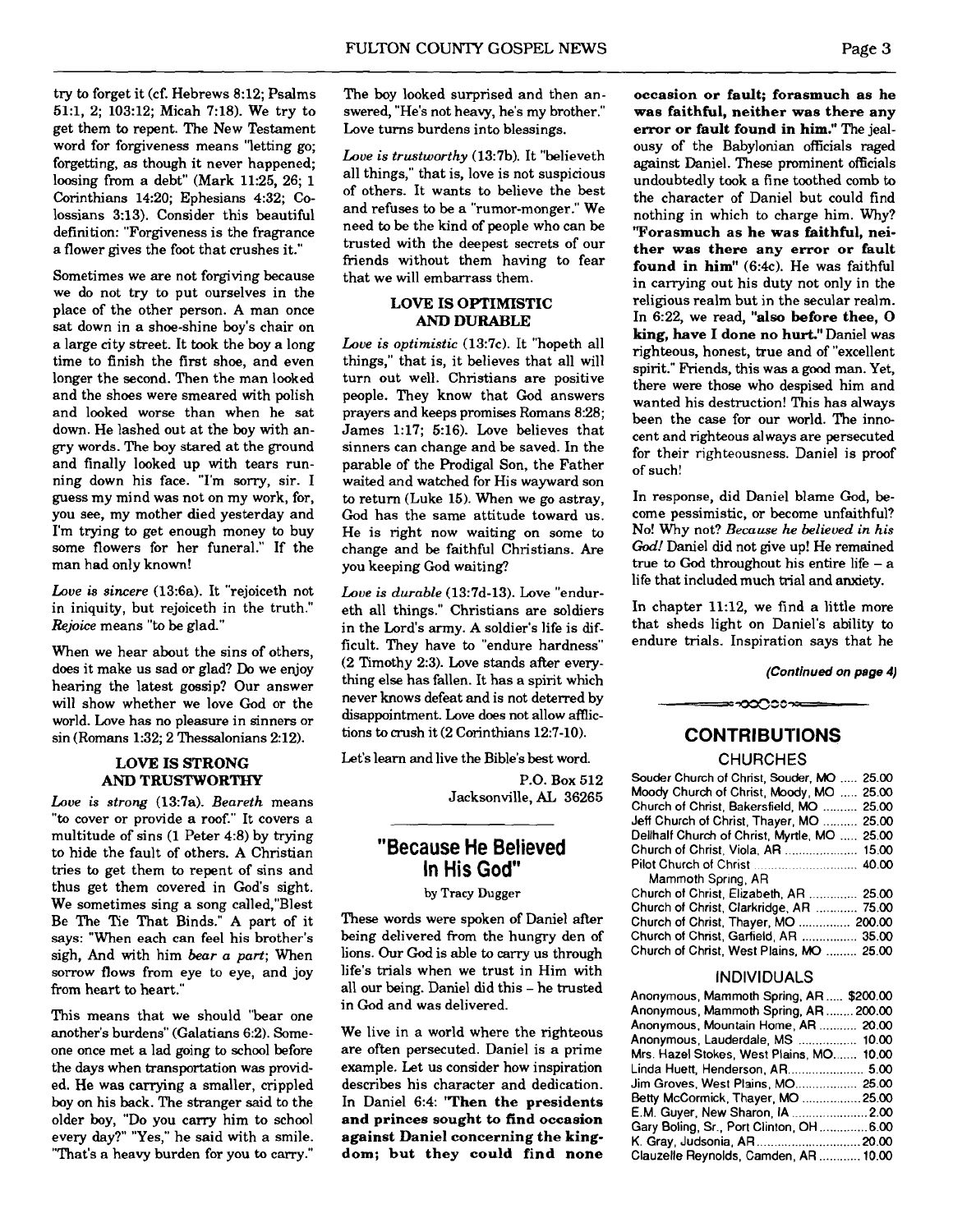try to forget it (cf. Hebrews 8:12; Psalms 51:1, 2; 103:12; Micah 7:18). We try to get them to repent. The New Testament word for forgiveness means "letting go; forgetting, as though it never happened; loosing from a debt" (Mark 11:25, 26; 1 Corinthians 14:20; Ephesians 4:32; Colossians 3:13). Consider this beautiful definition: "Forgiveness is the fragrance a flower gives the foot that crushes it."

Sometimes we are not forgiving because we do not try to put ourselves in the place of the other person. A man once sat down in a shoe-shine boy's chair on a large city street. It took the boy a long time to finish the first shoe, and even longer the second. Then the man looked and the shoes were smeared with polish and looked worse than when he sat down. He lashed out at the boy with angry words. The boy stared at the ground and finally looked up with tears running down his face. "I'm sorry, sir. I guess my mind was not on my work, for, you see, my mother died yesterday and I'm trying to get enough money to buy some flowers for her funeral." If the man had only known!

*Love is sincere* (13:6a). It "rejoiceth not in iniquity, but rejoiceth in the truth." *Rejoice* means "to be glad."

When we hear about the sins of others, does it make us sad or glad? Do we enjoy hearing the latest gossip? Our answer will show whether we love God or the world. Love has no pleasure in sinners or sin (Romans 1:32; 2 Thessalonians 2:12).

### LOVE IS STRONG AND TRUSTWORTHY

*Love is strong* (13:7a). *Beareth* means "to cover or provide a roof." It covers a multitude of sins (1 Peter 4:8) by trying to hide the fault of others. A Christian tries to get them to repent of sins and thus get them covered in God's sight. We sometimes sing a song called,"Blest Be The Tie That Binds." A part of it says: "When each can feel his brother's sigh, And with him *bear a part*; When sorrow flows from eye to eye, and joy from heart to heart."

This means that we should "bear one another's burdens" (Galatians 6:2). Someone once met a lad going to school before the days when transportation was provided. He was carrying a smaller, crippled boy on his back. The stranger said to the older boy, "Do you carry him to school every day?" "Yes," he said with a smile. "That's a heavy burden for you to carry." The boy looked surprised and then answered, "He's not heavy, he's my brother." Love turns burdens into blessings.

*Love is trustworthy* (13:7b). It "believeth all things," that is, love is not suspicious of others. It wants to believe the best and refuses to be a "rumor-monger." We need to be the kind of people who can be trusted with the deepest secrets of our friends without them having to fear that we will embarrass them.

### LOVE IS OPTIMISTIC AND DURABLE

*Love is optimistic* (13:7c). It "hopeth all things," that is, it believes that all will turn out well. Christians are positive people. They know that God answers prayers and keeps promises Romans 8:28; James 1:17; 5:16). Love believes that sinners can change and be saved. In the parable of the Prodigal Son, the Father waited and watched for His wayward son to return (Luke 15). When we go astray, God has the same attitude toward us. He is right now waiting on some to change and be faithful Christians. Are you keeping God waiting?

*Love is durable* (13:7d-13). Love "endureth all things." Christians are soldiers in the Lord's army. A soldier's life is difficult. They have to "endure hardness" (2 Timothy 2:3). Love stands after everything else has fallen. It has a spirit which never knows defeat and is not deterred by disappointment. Love does not allow afflictions to crush it (2 Corinthians 12:7-10).

Let's learn and live the Bible's best word.

P.O. Box 512
Jacksonville, AL 36265

## "Because He Believed In His God"

by Tracy Dugger

These words were spoken of Daniel after being delivered from the hungry den of lions. Our God is able to carry us through life's trials when we trust in Him with all our being. Daniel did this – he trusted in God and was delivered.

We live in a world where the righteous are often persecuted. Daniel is a prime example. Let us consider how inspiration describes his character and dedication. In Daniel 6:4: **"Then the presidents and princes sought to find occasion against Daniel concerning the kingdom; but they could find none occasion or fault; forasmuch as he was faithful, neither was there any error or fault found in him."** The jealousy of the Babylonian officials raged against Daniel. These prominent officials undoubtedly took a fine toothed comb to the character of Daniel but could find nothing in which to charge him. Why? **"Forasmuch as he was faithful, neither was there any error or fault found in him"** (6:4c). He was faithful in carrying out his duty not only in the religious realm but in the secular realm. In 6:22, we read, **"also before thee, O king, have I done no hurt."** Daniel was righteous, honest, true and of "excellent spirit." Friends, this was a good man. Yet, there were those who despised him and wanted his destruction! This has always been the case for our world. The innocent and righteous always are persecuted for their righteousness. Daniel is proof of such!

In response, did Daniel blame God, become pessimistic, or become unfaithful? No! Why not? *Because he believed in his God!* Daniel did not give up! He remained true to God throughout his entire life – a life that included much trial and anxiety.

In chapter 11:12, we find a little more that sheds light on Daniel's ability to endure trials. Inspiration says that he

*(Continued on page 4)*

## CONTRIBUTIONS

### CHURCHES

| | |
|---|---|
| Souder Church of Christ, Souder, MO | 25.00 |
| Moody Church of Christ, Moody, MO | 25.00 |
| Church of Christ, Bakersfield, MO | 25.00 |
| Jeff Church of Christ, Thayer, MO | 25.00 |
| Dellhalf Church of Christ, Myrtle, MO | 25.00 |
| Church of Christ, Viola, AR | 15.00 |
| Pilot Church of Christ Mammoth Spring, AR | 40.00 |
| Church of Christ, Elizabeth, AR | 25.00 |
| Church of Christ, Clarkridge, AR | 75.00 |
| Church of Christ, Thayer, MO | 200.00 |
| Church of Christ, Garfield, AR | 35.00 |
| Church of Christ, West Plains, MO | 25.00 |

### INDIVIDUALS

| | |
|---|---|
| Anonymous, Mammoth Spring, AR | $200.00 |
| Anonymous, Mammoth Spring, AR | 200.00 |
| Anonymous, Mountain Home, AR | 20.00 |
| Anonymous, Lauderdale, MS | 10.00 |
| Mrs. Hazel Stokes, West Plains, MO | 10.00 |
| Linda Huett, Henderson, AR | 5.00 |
| Jim Groves, West Plains, MO | 25.00 |
| Betty McCormick, Thayer, MO | 25.00 |
| E.M. Guyer, New Sharon, IA | 2.00 |
| Gary Boling, Sr., Port Clinton, OH | 6.00 |
| K. Gray, Judsonia, AR | 20.00 |
| Clauzelle Reynolds, Camden, AR | 10.00 |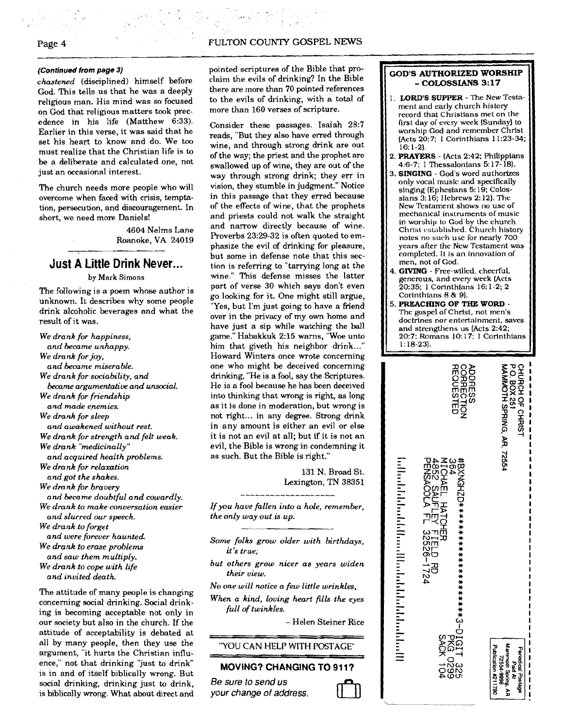*(Continued from page 3)*

*chastened* (disciplined) himself before God. This tells us that he was a deeply religious man. His mind was so focused on God that religious matters took precedence in his life (Matthew 6:33). Earlier in this verse, it was said that he set his heart to know and do. We too must realize that the Christian life is to be a deliberate and calculated one, not just an occasional interest.

The church needs more people who will overcome when faced with crisis, temptation, persecution, and discouragement. In short, we need more Daniels!

4604 Nelms Lane
Roanoke, VA 24019

## Just A Little Drink Never...

by Mark Simons

The following is a poem whose author is unknown. It describes why some people drink alcoholic beverages and what the result of it was.

*We drank for happiness,*
*and became unhappy.*
*We drank for joy,*
*and became miserable.*
*We drank for sociability, and*
*became argumentative and unsocial.*
*We drank for friendship*
*and made enemies.*
*We drank for sleep*
*and awakened without rest.*
*We drank for strength and felt weak.*
*We drank "medicinally"*
*and acquired health problems.*
*We drank for relaxation*
*and got the shakes.*
*We drank for bravery*
*and became doubtful and cowardly.*
*We drank to make conversation easier*
*and slurred our speech.*
*We drank to forget*
*and were forever haunted.*
*We drank to erase problems*
*and saw them multiply.*
*We drank to cope with life*
*and invited death.*

The attitude of many people is changing concerning social drinking. Social drinking is becoming acceptable not only in our society but also in the church. If the attitude of acceptability is debated at all by many people, then they use the argument, "it hurts the Christian influence," not that drinking "just to drink" is in and of itself biblically wrong. But social drinking, drinking just to drink, is biblically wrong. What about direct and pointed scriptures of the Bible that proclaim the evils of drinking? In the Bible there are more than 70 pointed references to the evils of drinking, with a total of more than 160 verses of scripture.

Consider these passages. Isaiah 28:7 reads, "But they also have erred through wine, and through strong drink are out of the way; the priest and the prophet are swallowed up of wine, they are out of the way through strong drink; they err in vision, they stumble in judgment." Notice in this passage that they erred because of the effects of wine, that the prophets and priests could not walk the straight and narrow directly because of wine. Proverbs 23:29-32 is often quoted to emphasize the evil of drinking for pleasure, but some in defense note that this section is referring to "tarrying long at the wine." This defense misses the latter part of verse 30 which says don't even go looking for it. One might still argue, "Yes, but I'm just going to have a friend over in the privacy of my own home and have just a sip while watching the ball game." Habakkuk 2:15 warns, "Woe unto him that giveth his neighbor drink..." Howard Winters once wrote concerning one who might be deceived concerning drinking, "He is a fool, say the Scriptures. He is a fool because he has been deceived into thinking that wrong is right, as long as it is done in moderation, but wrong is not right... in any degree. Strong drink in any amount is either an evil or else it is not an evil at all; but if it is not an evil, the Bible is wrong in condemning it as such. But the Bible is right."

131 N. Broad St.
Lexington, TN 38351

---

*If you have fallen into a hole, remember, the only way out is up.*

---

*Some folks grow older with birthdays, it's true;*
*but others grow nicer as years widen their view.*
*No one will notice a few little wrinkles,*
*When a kind, loving heart fills the eyes full of twinkles.*

– Helen Steiner Rice

---

"YOU CAN HELP WITH POSTAGE"

**MOVING? CHANGING TO 911?**

*Be sure to send us your change of address.*

---

**GOD'S AUTHORIZED WORSHIP - COLOSSIANS 3:17**

1. **LORD'S SUPPER** - The New Testament and early church history record that Christians met on the first day of every week (Sunday) to worship God and remember Christ (Acts 20:7; 1 Corinthians 11:23-34; 16:1-2).
2. **PRAYERS** - (Acts 2:42; Philippians 4:6-7; 1 Thessalonians 5:17-18).
3. **SINGING** - God's word authorizes only vocal music and specifically singing (Ephesians 5:19; Colossians 3:16; Hebrews 2:12). The New Testament shows no use of mechanical instruments of music in worship to God by the church Christ established. Church history notes no such use for nearly 700 years after the New Testament was completed. It is an innovation of men, not of God.
4. **GIVING** - Free-willed, cheerful, generous, and every week (Acts 20:35; 1 Corinthians 16:1-2; 2 Corinthians 8 & 9).
5. **PREACHING OF THE WORD** - The gospel of Christ, not men's doctrines nor entertainment, saves and strengthens us (Acts 2:42; 20:7; Romans 10:17; 1 Corinthians 1:18-23).

---

CHURCH OF CHRIST
P.O. BOX 251
MAMMOTH SPRING, AR 72554

ADDRESS CORRECTION REQUESTED

Periodical Postage Paid At Mammoth Spring, AR 72554-9998 Publication #211780

#BXNGHZD*************3-DIGIT 325
364 PKG 0299
MICHAEL HATCHER SACK 104
4852 SAUFLEY FIELD RD
PENSACOLA FL 32526-1724